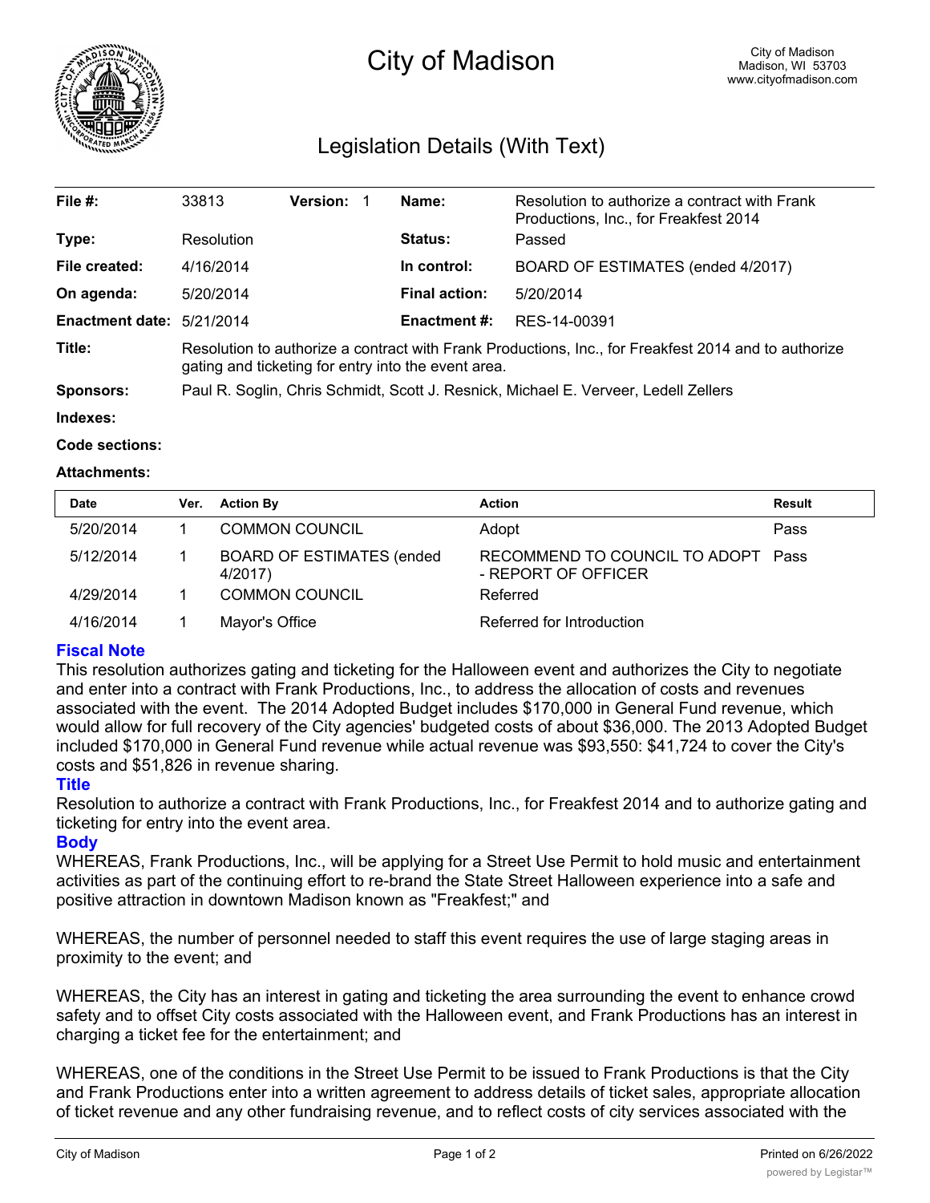# City of Madison

City of Madison
Madison, WI 53703
www.cityofmadison.com

## Legislation Details (With Text)

| | | | |
|---|---|---|---|
| **File #:** | 33813 **Version:** 1 | **Name:** | Resolution to authorize a contract with Frank Productions, Inc., for Freakfest 2014 |
| **Type:** | Resolution | **Status:** | Passed |
| **File created:** | 4/16/2014 | **In control:** | BOARD OF ESTIMATES (ended 4/2017) |
| **On agenda:** | 5/20/2014 | **Final action:** | 5/20/2014 |
| **Enactment date:** | 5/21/2014 | **Enactment #:** | RES-14-00391 |

**Title:** Resolution to authorize a contract with Frank Productions, Inc., for Freakfest 2014 and to authorize gating and ticketing for entry into the event area.

**Sponsors:** Paul R. Soglin, Chris Schmidt, Scott J. Resnick, Michael E. Verveer, Ledell Zellers

**Indexes:**

**Code sections:**

**Attachments:**

| Date | Ver. | Action By | Action | Result |
|---|---|---|---|---|
| 5/20/2014 | 1 | COMMON COUNCIL | Adopt | Pass |
| 5/12/2014 | 1 | BOARD OF ESTIMATES (ended 4/2017) | RECOMMEND TO COUNCIL TO ADOPT - REPORT OF OFFICER | Pass |
| 4/29/2014 | 1 | COMMON COUNCIL | Referred | |
| 4/16/2014 | 1 | Mayor's Office | Referred for Introduction | |

### Fiscal Note

This resolution authorizes gating and ticketing for the Halloween event and authorizes the City to negotiate and enter into a contract with Frank Productions, Inc., to address the allocation of costs and revenues associated with the event. The 2014 Adopted Budget includes $170,000 in General Fund revenue, which would allow for full recovery of the City agencies' budgeted costs of about $36,000. The 2013 Adopted Budget included $170,000 in General Fund revenue while actual revenue was $93,550: $41,724 to cover the City's costs and $51,826 in revenue sharing.

### Title

Resolution to authorize a contract with Frank Productions, Inc., for Freakfest 2014 and to authorize gating and ticketing for entry into the event area.

### Body

WHEREAS, Frank Productions, Inc., will be applying for a Street Use Permit to hold music and entertainment activities as part of the continuing effort to re-brand the State Street Halloween experience into a safe and positive attraction in downtown Madison known as "Freakfest;" and

WHEREAS, the number of personnel needed to staff this event requires the use of large staging areas in proximity to the event; and

WHEREAS, the City has an interest in gating and ticketing the area surrounding the event to enhance crowd safety and to offset City costs associated with the Halloween event, and Frank Productions has an interest in charging a ticket fee for the entertainment; and

WHEREAS, one of the conditions in the Street Use Permit to be issued to Frank Productions is that the City and Frank Productions enter into a written agreement to address details of ticket sales, appropriate allocation of ticket revenue and any other fundraising revenue, and to reflect costs of city services associated with the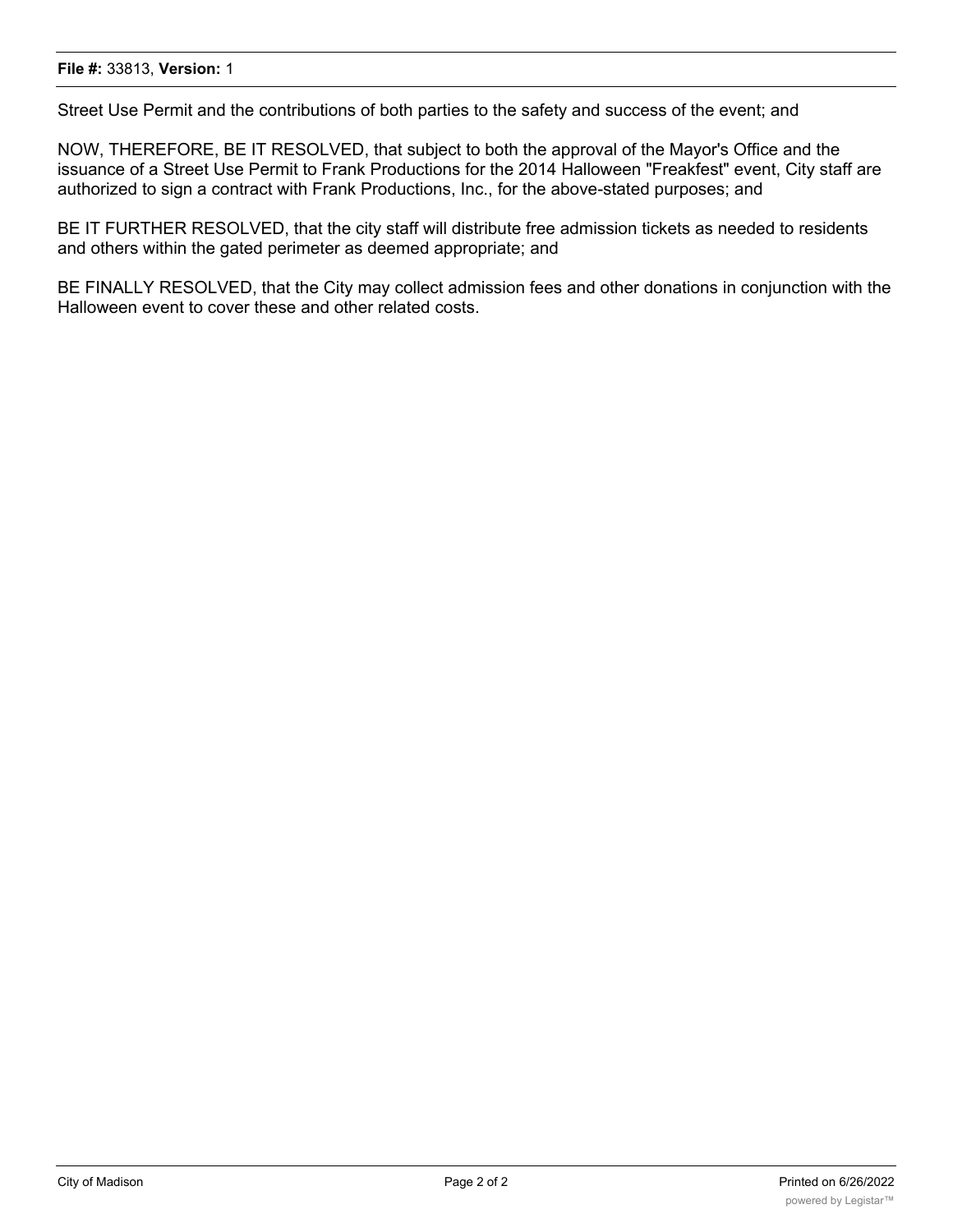Street Use Permit and the contributions of both parties to the safety and success of the event; and

NOW, THEREFORE, BE IT RESOLVED, that subject to both the approval of the Mayor's Office and the issuance of a Street Use Permit to Frank Productions for the 2014 Halloween "Freakfest" event, City staff are authorized to sign a contract with Frank Productions, Inc., for the above-stated purposes; and

BE IT FURTHER RESOLVED, that the city staff will distribute free admission tickets as needed to residents and others within the gated perimeter as deemed appropriate; and

BE FINALLY RESOLVED, that the City may collect admission fees and other donations in conjunction with the Halloween event to cover these and other related costs.